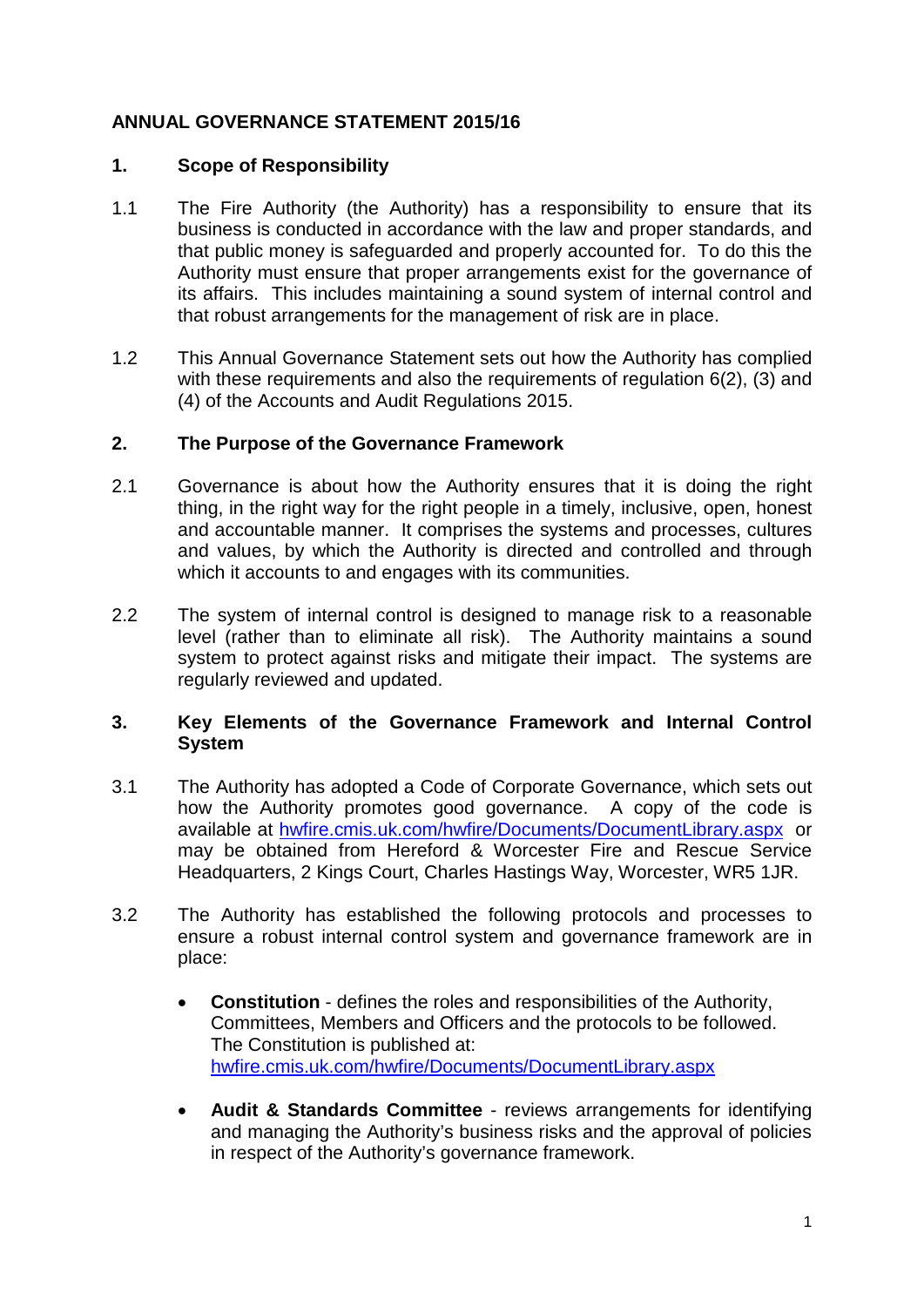# ANNUAL GOVERNANCE STATEMENT 2015/16

## 1. Scope of Responsibility

1.1 The Fire Authority (the Authority) has a responsibility to ensure that its business is conducted in accordance with the law and proper standards, and that public money is safeguarded and properly accounted for. To do this the Authority must ensure that proper arrangements exist for the governance of its affairs. This includes maintaining a sound system of internal control and that robust arrangements for the management of risk are in place.

1.2 This Annual Governance Statement sets out how the Authority has complied with these requirements and also the requirements of regulation 6(2), (3) and (4) of the Accounts and Audit Regulations 2015.

## 2. The Purpose of the Governance Framework

2.1 Governance is about how the Authority ensures that it is doing the right thing, in the right way for the right people in a timely, inclusive, open, honest and accountable manner. It comprises the systems and processes, cultures and values, by which the Authority is directed and controlled and through which it accounts to and engages with its communities.

2.2 The system of internal control is designed to manage risk to a reasonable level (rather than to eliminate all risk). The Authority maintains a sound system to protect against risks and mitigate their impact. The systems are regularly reviewed and updated.

## 3. Key Elements of the Governance Framework and Internal Control System

3.1 The Authority has adopted a Code of Corporate Governance, which sets out how the Authority promotes good governance. A copy of the code is available at [hwfire.cmis.uk.com/hwfire/Documents/DocumentLibrary.aspx](hwfire.cmis.uk.com/hwfire/Documents/DocumentLibrary.aspx) or may be obtained from Hereford & Worcester Fire and Rescue Service Headquarters, 2 Kings Court, Charles Hastings Way, Worcester, WR5 1JR.

3.2 The Authority has established the following protocols and processes to ensure a robust internal control system and governance framework are in place:

- **Constitution** - defines the roles and responsibilities of the Authority, Committees, Members and Officers and the protocols to be followed. The Constitution is published at: [hwfire.cmis.uk.com/hwfire/Documents/DocumentLibrary.aspx](hwfire.cmis.uk.com/hwfire/Documents/DocumentLibrary.aspx)

- **Audit & Standards Committee** - reviews arrangements for identifying and managing the Authority's business risks and the approval of policies in respect of the Authority's governance framework.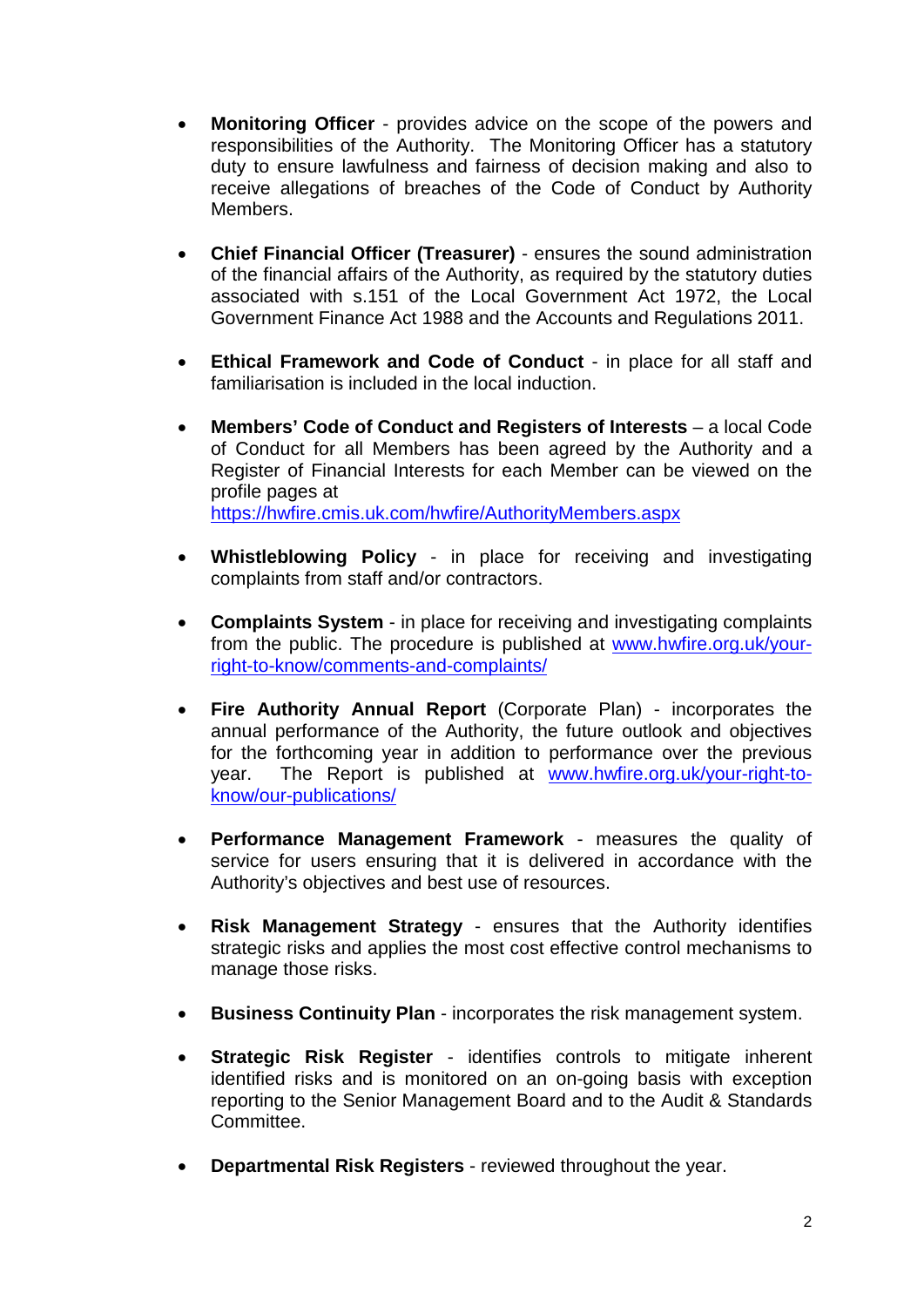- **Monitoring Officer** - provides advice on the scope of the powers and responsibilities of the Authority. The Monitoring Officer has a statutory duty to ensure lawfulness and fairness of decision making and also to receive allegations of breaches of the Code of Conduct by Authority Members.

- **Chief Financial Officer (Treasurer)** - ensures the sound administration of the financial affairs of the Authority, as required by the statutory duties associated with s.151 of the Local Government Act 1972, the Local Government Finance Act 1988 and the Accounts and Regulations 2011.

- **Ethical Framework and Code of Conduct** - in place for all staff and familiarisation is included in the local induction.

- **Members' Code of Conduct and Registers of Interests** – a local Code of Conduct for all Members has been agreed by the Authority and a Register of Financial Interests for each Member can be viewed on the profile pages at https://hwfire.cmis.uk.com/hwfire/AuthorityMembers.aspx

- **Whistleblowing Policy** - in place for receiving and investigating complaints from staff and/or contractors.

- **Complaints System** - in place for receiving and investigating complaints from the public. The procedure is published at www.hwfire.org.uk/your-right-to-know/comments-and-complaints/

- **Fire Authority Annual Report** (Corporate Plan) - incorporates the annual performance of the Authority, the future outlook and objectives for the forthcoming year in addition to performance over the previous year. The Report is published at www.hwfire.org.uk/your-right-to-know/our-publications/

- **Performance Management Framework** - measures the quality of service for users ensuring that it is delivered in accordance with the Authority's objectives and best use of resources.

- **Risk Management Strategy** - ensures that the Authority identifies strategic risks and applies the most cost effective control mechanisms to manage those risks.

- **Business Continuity Plan** - incorporates the risk management system.

- **Strategic Risk Register** - identifies controls to mitigate inherent identified risks and is monitored on an on-going basis with exception reporting to the Senior Management Board and to the Audit & Standards Committee.

- **Departmental Risk Registers** - reviewed throughout the year.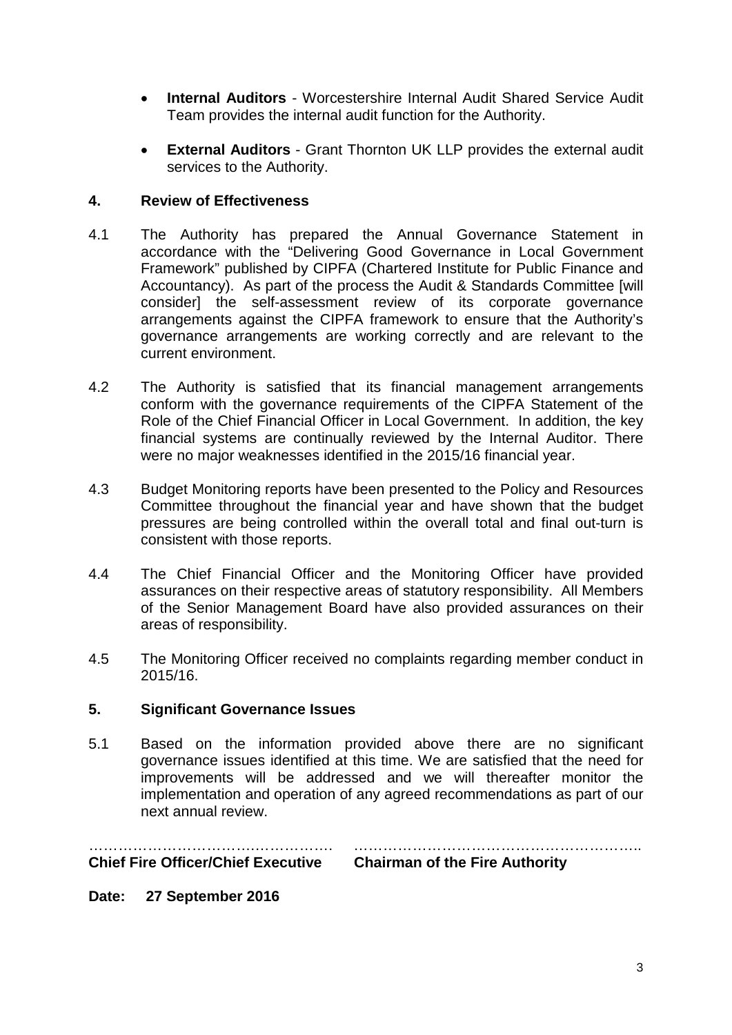- **Internal Auditors** - Worcestershire Internal Audit Shared Service Audit Team provides the internal audit function for the Authority.

- **External Auditors** - Grant Thornton UK LLP provides the external audit services to the Authority.

## 4. Review of Effectiveness

4.1 The Authority has prepared the Annual Governance Statement in accordance with the "Delivering Good Governance in Local Government Framework" published by CIPFA (Chartered Institute for Public Finance and Accountancy). As part of the process the Audit & Standards Committee [will consider] the self-assessment review of its corporate governance arrangements against the CIPFA framework to ensure that the Authority's governance arrangements are working correctly and are relevant to the current environment.

4.2 The Authority is satisfied that its financial management arrangements conform with the governance requirements of the CIPFA Statement of the Role of the Chief Financial Officer in Local Government. In addition, the key financial systems are continually reviewed by the Internal Auditor. There were no major weaknesses identified in the 2015/16 financial year.

4.3 Budget Monitoring reports have been presented to the Policy and Resources Committee throughout the financial year and have shown that the budget pressures are being controlled within the overall total and final out-turn is consistent with those reports.

4.4 The Chief Financial Officer and the Monitoring Officer have provided assurances on their respective areas of statutory responsibility. All Members of the Senior Management Board have also provided assurances on their areas of responsibility.

4.5 The Monitoring Officer received no complaints regarding member conduct in 2015/16.

## 5. Significant Governance Issues

5.1 Based on the information provided above there are no significant governance issues identified at this time. We are satisfied that the need for improvements will be addressed and we will thereafter monitor the implementation and operation of any agreed recommendations as part of our next annual review.

…………………………………………… ……………………………………………………

**Chief Fire Officer/Chief Executive** **Chairman of the Fire Authority**

**Date: 27 September 2016**